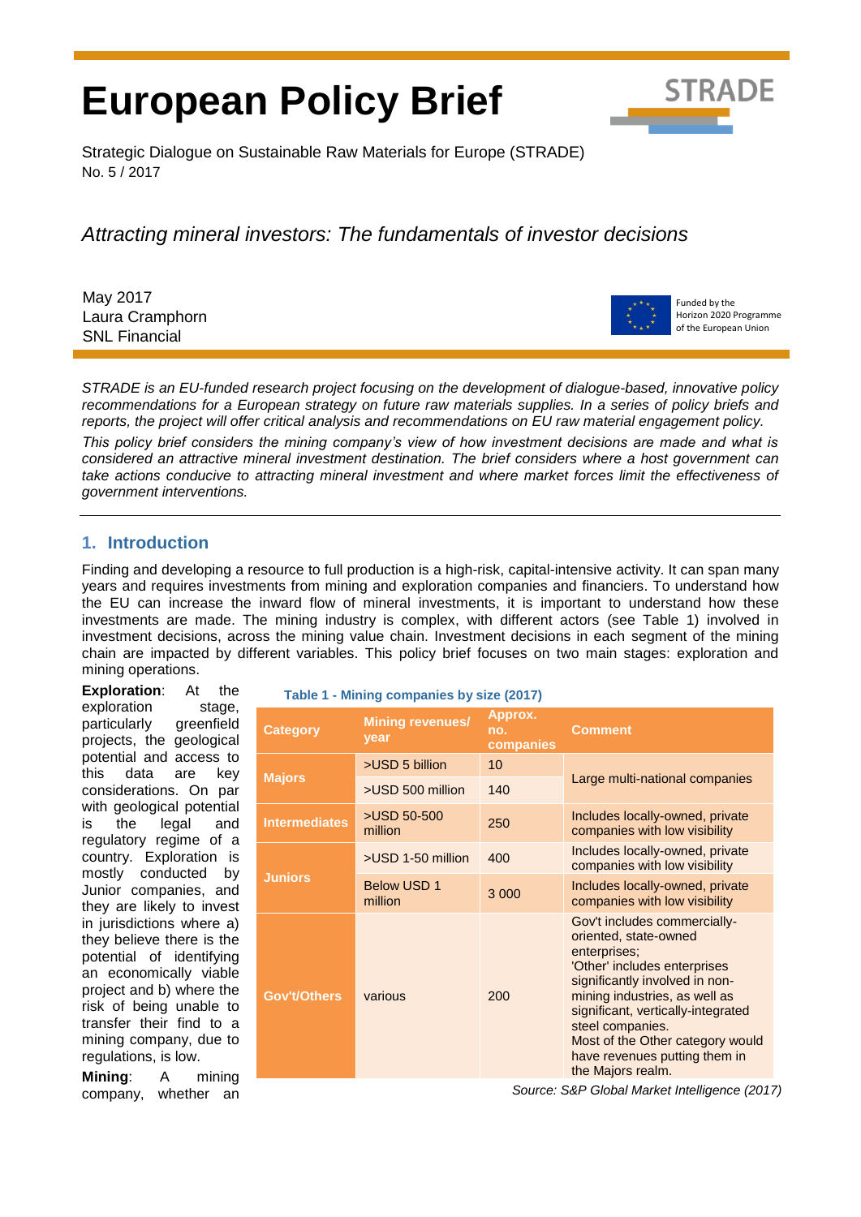# European Policy Brief

Strategic Dialogue on Sustainable Raw Materials for Europe (STRADE)
No. 5 / 2017

## *Attracting mineral investors: The fundamentals of investor decisions*

May 2017
Laura Cramphorn
SNL Financial

Funded by the Horizon 2020 Programme of the European Union

*STRADE is an EU-funded research project focusing on the development of dialogue-based, innovative policy recommendations for a European strategy on future raw materials supplies. In a series of policy briefs and reports, the project will offer critical analysis and recommendations on EU raw material engagement policy.*

*This policy brief considers the mining company's view of how investment decisions are made and what is considered an attractive mineral investment destination. The brief considers where a host government can take actions conducive to attracting mineral investment and where market forces limit the effectiveness of government interventions.*

## 1. Introduction

Finding and developing a resource to full production is a high-risk, capital-intensive activity. It can span many years and requires investments from mining and exploration companies and financiers. To understand how the EU can increase the inward flow of mineral investments, it is important to understand how these investments are made. The mining industry is complex, with different actors (see Table 1) involved in investment decisions, across the mining value chain. Investment decisions in each segment of the mining chain are impacted by different variables. This policy brief focuses on two main stages: exploration and mining operations.

**Table 1 - Mining companies by size (2017)**

| Category | Mining revenues/ year | Approx. no. companies | Comment |
|---|---|---|---|
| Majors | >USD 5 billion | 10 | Large multi-national companies |
| | >USD 500 million | 140 | |
| Intermediates | >USD 50-500 million | 250 | Includes locally-owned, private companies with low visibility |
| Juniors | >USD 1-50 million | 400 | Includes locally-owned, private companies with low visibility |
| | Below USD 1 million | 3 000 | Includes locally-owned, private companies with low visibility |
| Gov't/Others | various | 200 | Gov't includes commercially-oriented, state-owned enterprises; 'Other' includes enterprises significantly involved in non-mining industries, as well as significant, vertically-integrated steel companies. Most of the Other category would have revenues putting them in the Majors realm. |

*Source: S&P Global Market Intelligence (2017)*

**Exploration**: At the exploration stage, particularly greenfield projects, the geological potential and access to this data are key considerations. On par with geological potential is the legal and regulatory regime of a country. Exploration is mostly conducted by Junior companies, and they are likely to invest in jurisdictions where a) they believe there is the potential of identifying an economically viable project and b) where the risk of being unable to transfer their find to a mining company, due to regulations, is low.

**Mining**: A mining company, whether an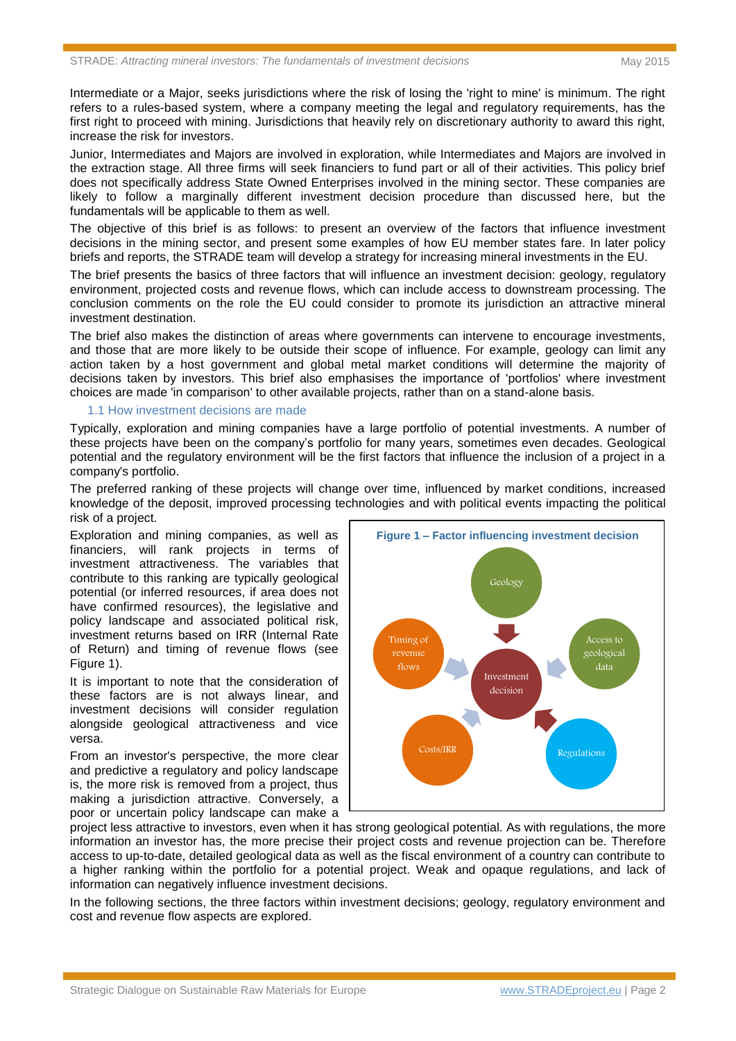Intermediate or a Major, seeks jurisdictions where the risk of losing the 'right to mine' is minimum. The right refers to a rules-based system, where a company meeting the legal and regulatory requirements, has the first right to proceed with mining. Jurisdictions that heavily rely on discretionary authority to award this right, increase the risk for investors.

Junior, Intermediates and Majors are involved in exploration, while Intermediates and Majors are involved in the extraction stage. All three firms will seek financiers to fund part or all of their activities. This policy brief does not specifically address State Owned Enterprises involved in the mining sector. These companies are likely to follow a marginally different investment decision procedure than discussed here, but the fundamentals will be applicable to them as well.

The objective of this brief is as follows: to present an overview of the factors that influence investment decisions in the mining sector, and present some examples of how EU member states fare. In later policy briefs and reports, the STRADE team will develop a strategy for increasing mineral investments in the EU.

The brief presents the basics of three factors that will influence an investment decision: geology, regulatory environment, projected costs and revenue flows, which can include access to downstream processing. The conclusion comments on the role the EU could consider to promote its jurisdiction an attractive mineral investment destination.

The brief also makes the distinction of areas where governments can intervene to encourage investments, and those that are more likely to be outside their scope of influence. For example, geology can limit any action taken by a host government and global metal market conditions will determine the majority of decisions taken by investors. This brief also emphasises the importance of 'portfolios' where investment choices are made 'in comparison' to other available projects, rather than on a stand-alone basis.

### 1.1 How investment decisions are made

Typically, exploration and mining companies have a large portfolio of potential investments. A number of these projects have been on the company's portfolio for many years, sometimes even decades. Geological potential and the regulatory environment will be the first factors that influence the inclusion of a project in a company's portfolio.

The preferred ranking of these projects will change over time, influenced by market conditions, increased knowledge of the deposit, improved processing technologies and with political events impacting the political risk of a project.

Exploration and mining companies, as well as financiers, will rank projects in terms of investment attractiveness. The variables that contribute to this ranking are typically geological potential (or inferred resources, if area does not have confirmed resources), the legislative and policy landscape and associated political risk, investment returns based on IRR (Internal Rate of Return) and timing of revenue flows (see Figure 1).

**Figure 1 – Factor influencing investment decision**

Geology; Access to geological data; Regulations; Costs/IRR; Timing of revenue flows → Investment decision

It is important to note that the consideration of these factors are is not always linear, and investment decisions will consider regulation alongside geological attractiveness and vice versa.

From an investor's perspective, the more clear and predictive a regulatory and policy landscape is, the more risk is removed from a project, thus making a jurisdiction attractive. Conversely, a poor or uncertain policy landscape can make a project less attractive to investors, even when it has strong geological potential. As with regulations, the more information an investor has, the more precise their project costs and revenue projection can be. Therefore access to up-to-date, detailed geological data as well as the fiscal environment of a country can contribute to a higher ranking within the portfolio for a potential project. Weak and opaque regulations, and lack of information can negatively influence investment decisions.

In the following sections, the three factors within investment decisions; geology, regulatory environment and cost and revenue flow aspects are explored.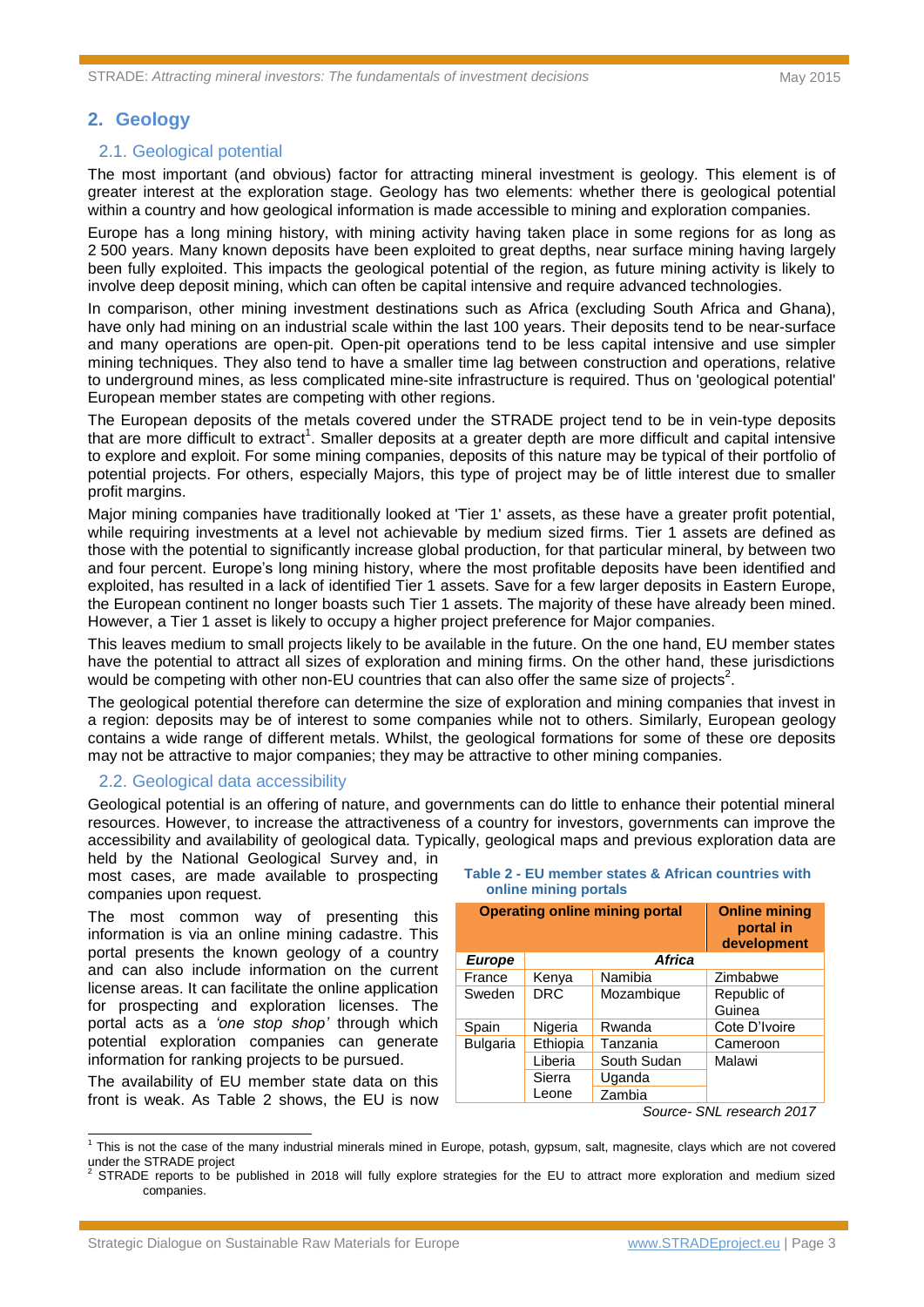## 2. Geology

### 2.1. Geological potential

The most important (and obvious) factor for attracting mineral investment is geology. This element is of greater interest at the exploration stage. Geology has two elements: whether there is geological potential within a country and how geological information is made accessible to mining and exploration companies.

Europe has a long mining history, with mining activity having taken place in some regions for as long as 2 500 years. Many known deposits have been exploited to great depths, near surface mining having largely been fully exploited. This impacts the geological potential of the region, as future mining activity is likely to involve deep deposit mining, which can often be capital intensive and require advanced technologies.

In comparison, other mining investment destinations such as Africa (excluding South Africa and Ghana), have only had mining on an industrial scale within the last 100 years. Their deposits tend to be near-surface and many operations are open-pit. Open-pit operations tend to be less capital intensive and use simpler mining techniques. They also tend to have a smaller time lag between construction and operations, relative to underground mines, as less complicated mine-site infrastructure is required. Thus on 'geological potential' European member states are competing with other regions.

The European deposits of the metals covered under the STRADE project tend to be in vein-type deposits that are more difficult to extract[1]. Smaller deposits at a greater depth are more difficult and capital intensive to explore and exploit. For some mining companies, deposits of this nature may be typical of their portfolio of potential projects. For others, especially Majors, this type of project may be of little interest due to smaller profit margins.

Major mining companies have traditionally looked at 'Tier 1' assets, as these have a greater profit potential, while requiring investments at a level not achievable by medium sized firms. Tier 1 assets are defined as those with the potential to significantly increase global production, for that particular mineral, by between two and four percent. Europe's long mining history, where the most profitable deposits have been identified and exploited, has resulted in a lack of identified Tier 1 assets. Save for a few larger deposits in Eastern Europe, the European continent no longer boasts such Tier 1 assets. The majority of these have already been mined. However, a Tier 1 asset is likely to occupy a higher project preference for Major companies.

This leaves medium to small projects likely to be available in the future. On the one hand, EU member states have the potential to attract all sizes of exploration and mining firms. On the other hand, these jurisdictions would be competing with other non-EU countries that can also offer the same size of projects[2].

The geological potential therefore can determine the size of exploration and mining companies that invest in a region: deposits may be of interest to some companies while not to others. Similarly, European geology contains a wide range of different metals. Whilst, the geological formations for some of these ore deposits may not be attractive to major companies; they may be attractive to other mining companies.

### 2.2. Geological data accessibility

Geological potential is an offering of nature, and governments can do little to enhance their potential mineral resources. However, to increase the attractiveness of a country for investors, governments can improve the accessibility and availability of geological data. Typically, geological maps and previous exploration data are held by the National Geological Survey and, in most cases, are made available to prospecting companies upon request.

The most common way of presenting this information is via an online mining cadastre. This portal presents the known geology of a country and can also include information on the current license areas. It can facilitate the online application for prospecting and exploration licenses. The portal acts as a *'one stop shop'* through which potential exploration companies can generate information for ranking projects to be pursued.

The availability of EU member state data on this front is weak. As Table 2 shows, the EU is now

**Table 2 - EU member states & African countries with online mining portals**

| Operating online mining portal | | | Online mining portal in development |
|---|---|---|---|
| ***Europe*** | ***Africa*** | | |
| France | Kenya | Namibia | Zimbabwe |
| Sweden | DRC | Mozambique | Republic of Guinea |
| Spain | Nigeria | Rwanda | Cote D'Ivoire |
| Bulgaria | Ethiopia | Tanzania | Cameroon |
| | Liberia | South Sudan | Malawi |
| | Sierra Leone | Uganda | |
| | | Zambia | |

*Source- SNL research 2017*

[1] This is not the case of the many industrial minerals mined in Europe, potash, gypsum, salt, magnesite, clays which are not covered under the STRADE project

[2] STRADE reports to be published in 2018 will fully explore strategies for the EU to attract more exploration and medium sized companies.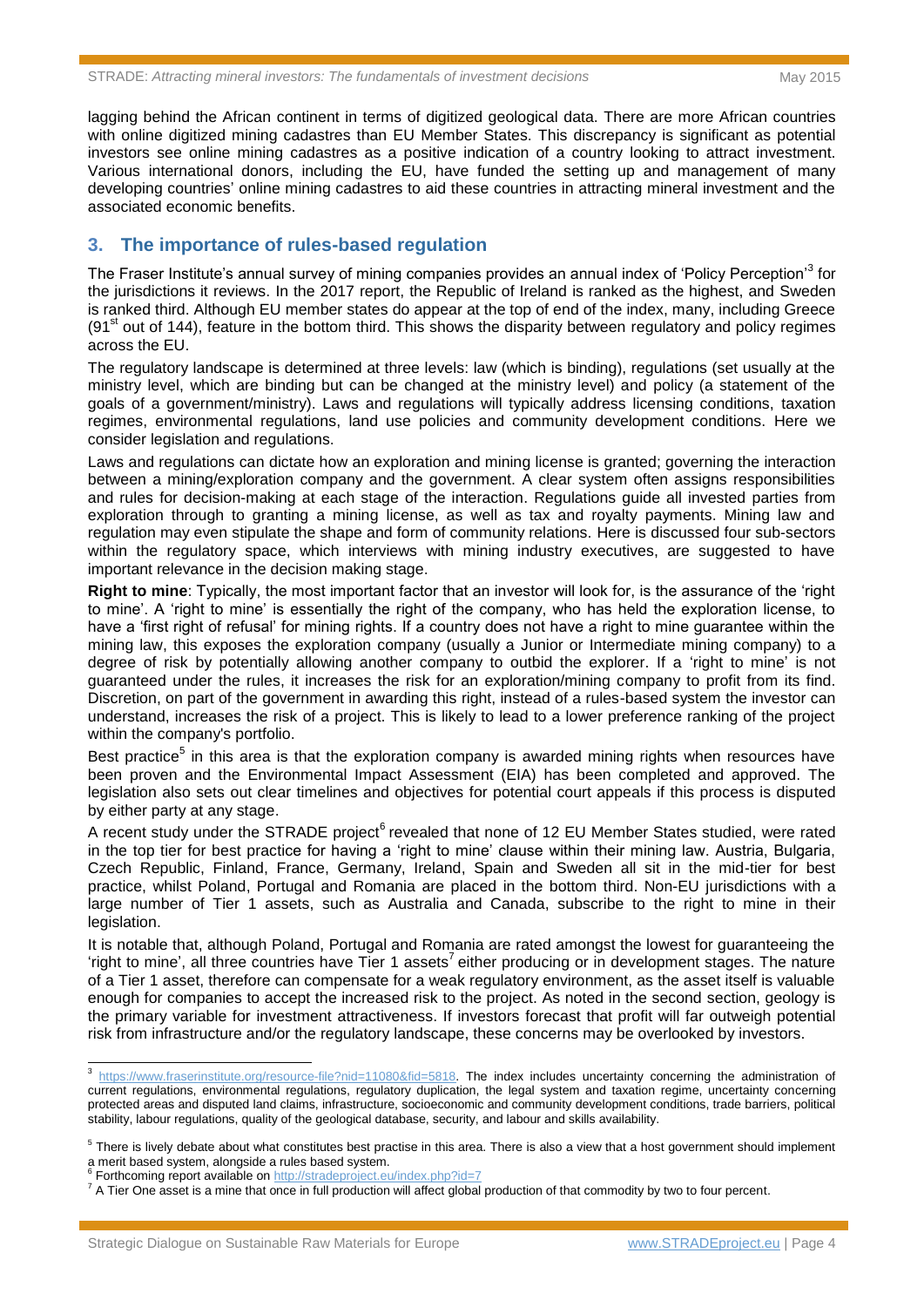lagging behind the African continent in terms of digitized geological data. There are more African countries with online digitized mining cadastres than EU Member States. This discrepancy is significant as potential investors see online mining cadastres as a positive indication of a country looking to attract investment. Various international donors, including the EU, have funded the setting up and management of many developing countries' online mining cadastres to aid these countries in attracting mineral investment and the associated economic benefits.

## 3. The importance of rules-based regulation

The Fraser Institute's annual survey of mining companies provides an annual index of 'Policy Perception'[3] for the jurisdictions it reviews. In the 2017 report, the Republic of Ireland is ranked as the highest, and Sweden is ranked third. Although EU member states do appear at the top of end of the index, many, including Greece (91st out of 144), feature in the bottom third. This shows the disparity between regulatory and policy regimes across the EU.

The regulatory landscape is determined at three levels: law (which is binding), regulations (set usually at the ministry level, which are binding but can be changed at the ministry level) and policy (a statement of the goals of a government/ministry). Laws and regulations will typically address licensing conditions, taxation regimes, environmental regulations, land use policies and community development conditions. Here we consider legislation and regulations.

Laws and regulations can dictate how an exploration and mining license is granted; governing the interaction between a mining/exploration company and the government. A clear system often assigns responsibilities and rules for decision-making at each stage of the interaction. Regulations guide all invested parties from exploration through to granting a mining license, as well as tax and royalty payments. Mining law and regulation may even stipulate the shape and form of community relations. Here is discussed four sub-sectors within the regulatory space, which interviews with mining industry executives, are suggested to have important relevance in the decision making stage.

**Right to mine**: Typically, the most important factor that an investor will look for, is the assurance of the 'right to mine'. A 'right to mine' is essentially the right of the company, who has held the exploration license, to have a 'first right of refusal' for mining rights. If a country does not have a right to mine guarantee within the mining law, this exposes the exploration company (usually a Junior or Intermediate mining company) to a degree of risk by potentially allowing another company to outbid the explorer. If a 'right to mine' is not guaranteed under the rules, it increases the risk for an exploration/mining company to profit from its find. Discretion, on part of the government in awarding this right, instead of a rules-based system the investor can understand, increases the risk of a project. This is likely to lead to a lower preference ranking of the project within the company's portfolio.

Best practice[5] in this area is that the exploration company is awarded mining rights when resources have been proven and the Environmental Impact Assessment (EIA) has been completed and approved. The legislation also sets out clear timelines and objectives for potential court appeals if this process is disputed by either party at any stage.

A recent study under the STRADE project[6] revealed that none of 12 EU Member States studied, were rated in the top tier for best practice for having a 'right to mine' clause within their mining law. Austria, Bulgaria, Czech Republic, Finland, France, Germany, Ireland, Spain and Sweden all sit in the mid-tier for best practice, whilst Poland, Portugal and Romania are placed in the bottom third. Non-EU jurisdictions with a large number of Tier 1 assets, such as Australia and Canada, subscribe to the right to mine in their legislation.

It is notable that, although Poland, Portugal and Romania are rated amongst the lowest for guaranteeing the 'right to mine', all three countries have Tier 1 assets[7] either producing or in development stages. The nature of a Tier 1 asset, therefore can compensate for a weak regulatory environment, as the asset itself is valuable enough for companies to accept the increased risk to the project. As noted in the second section, geology is the primary variable for investment attractiveness. If investors forecast that profit will far outweigh potential risk from infrastructure and/or the regulatory landscape, these concerns may be overlooked by investors.

---

[3] https://www.fraserinstitute.org/resource-file?nid=11080&fid=5818. The index includes uncertainty concerning the administration of current regulations, environmental regulations, regulatory duplication, the legal system and taxation regime, uncertainty concerning protected areas and disputed land claims, infrastructure, socioeconomic and community development conditions, trade barriers, political stability, labour regulations, quality of the geological database, security, and labour and skills availability.

[5] There is lively debate about what constitutes best practise in this area. There is also a view that a host government should implement a merit based system, alongside a rules based system.

[6] Forthcoming report available on http://stradeproject.eu/index.php?id=7

[7] A Tier One asset is a mine that once in full production will affect global production of that commodity by two to four percent.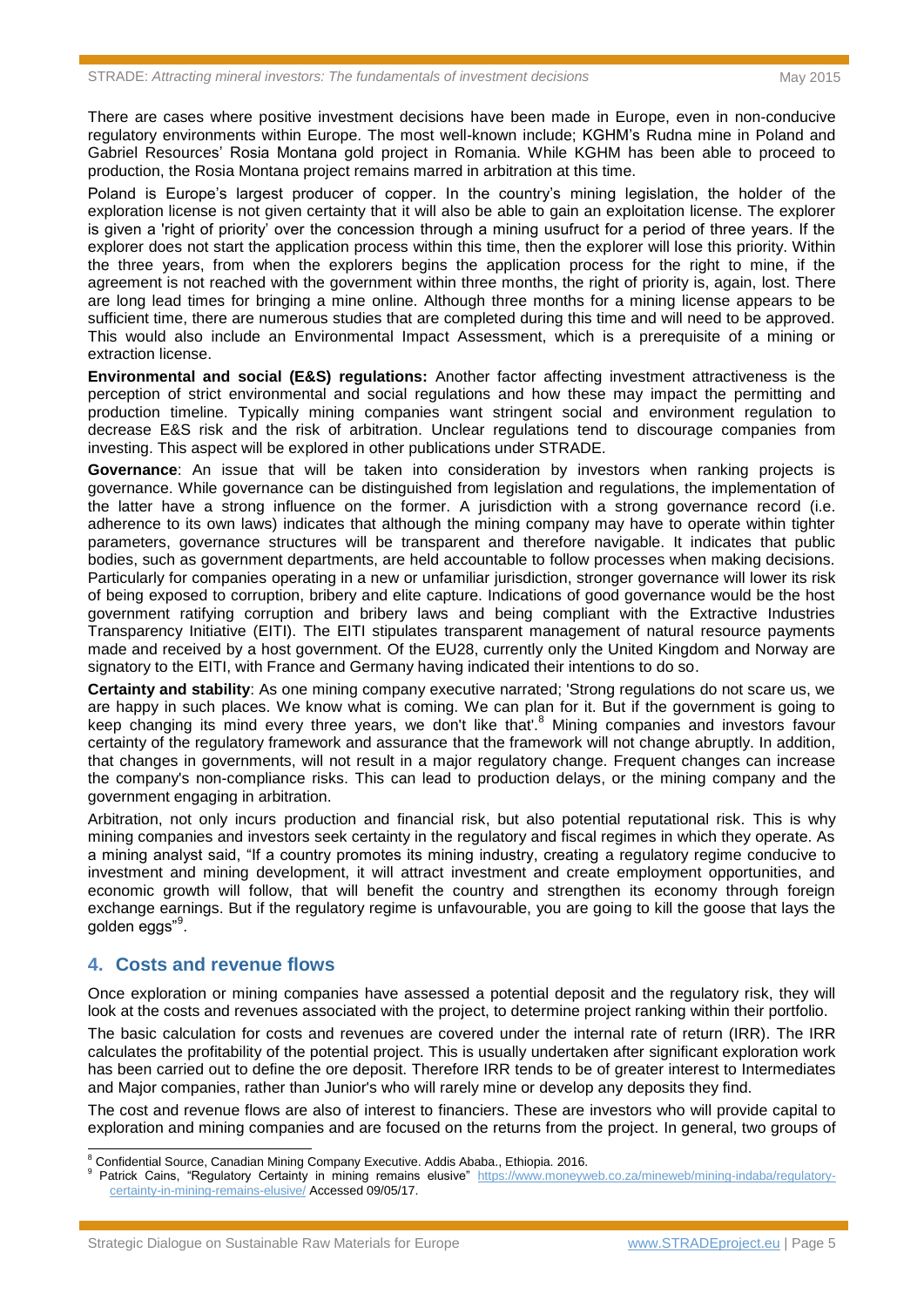There are cases where positive investment decisions have been made in Europe, even in non-conducive regulatory environments within Europe. The most well-known include; KGHM's Rudna mine in Poland and Gabriel Resources' Rosia Montana gold project in Romania. While KGHM has been able to proceed to production, the Rosia Montana project remains marred in arbitration at this time.

Poland is Europe's largest producer of copper. In the country's mining legislation, the holder of the exploration license is not given certainty that it will also be able to gain an exploitation license. The explorer is given a 'right of priority' over the concession through a mining usufruct for a period of three years. If the explorer does not start the application process within this time, then the explorer will lose this priority. Within the three years, from when the explorers begins the application process for the right to mine, if the agreement is not reached with the government within three months, the right of priority is, again, lost. There are long lead times for bringing a mine online. Although three months for a mining license appears to be sufficient time, there are numerous studies that are completed during this time and will need to be approved. This would also include an Environmental Impact Assessment, which is a prerequisite of a mining or extraction license.

**Environmental and social (E&S) regulations:** Another factor affecting investment attractiveness is the perception of strict environmental and social regulations and how these may impact the permitting and production timeline. Typically mining companies want stringent social and environment regulation to decrease E&S risk and the risk of arbitration. Unclear regulations tend to discourage companies from investing. This aspect will be explored in other publications under STRADE.

**Governance**: An issue that will be taken into consideration by investors when ranking projects is governance. While governance can be distinguished from legislation and regulations, the implementation of the latter have a strong influence on the former. A jurisdiction with a strong governance record (i.e. adherence to its own laws) indicates that although the mining company may have to operate within tighter parameters, governance structures will be transparent and therefore navigable. It indicates that public bodies, such as government departments, are held accountable to follow processes when making decisions. Particularly for companies operating in a new or unfamiliar jurisdiction, stronger governance will lower its risk of being exposed to corruption, bribery and elite capture. Indications of good governance would be the host government ratifying corruption and bribery laws and being compliant with the Extractive Industries Transparency Initiative (EITI). The EITI stipulates transparent management of natural resource payments made and received by a host government. Of the EU28, currently only the United Kingdom and Norway are signatory to the EITI, with France and Germany having indicated their intentions to do so.

**Certainty and stability**: As one mining company executive narrated; 'Strong regulations do not scare us, we are happy in such places. We know what is coming. We can plan for it. But if the government is going to keep changing its mind every three years, we don't like that'.[8] Mining companies and investors favour certainty of the regulatory framework and assurance that the framework will not change abruptly. In addition, that changes in governments, will not result in a major regulatory change. Frequent changes can increase the company's non-compliance risks. This can lead to production delays, or the mining company and the government engaging in arbitration.

Arbitration, not only incurs production and financial risk, but also potential reputational risk. This is why mining companies and investors seek certainty in the regulatory and fiscal regimes in which they operate. As a mining analyst said, "If a country promotes its mining industry, creating a regulatory regime conducive to investment and mining development, it will attract investment and create employment opportunities, and economic growth will follow, that will benefit the country and strengthen its economy through foreign exchange earnings. But if the regulatory regime is unfavourable, you are going to kill the goose that lays the golden eggs"[9].

## 4. Costs and revenue flows

Once exploration or mining companies have assessed a potential deposit and the regulatory risk, they will look at the costs and revenues associated with the project, to determine project ranking within their portfolio.

The basic calculation for costs and revenues are covered under the internal rate of return (IRR). The IRR calculates the profitability of the potential project. This is usually undertaken after significant exploration work has been carried out to define the ore deposit. Therefore IRR tends to be of greater interest to Intermediates and Major companies, rather than Junior's who will rarely mine or develop any deposits they find.

The cost and revenue flows are also of interest to financiers. These are investors who will provide capital to exploration and mining companies and are focused on the returns from the project. In general, two groups of

---

[8] Confidential Source, Canadian Mining Company Executive. Addis Ababa., Ethiopia. 2016.

[9] Patrick Cains, "Regulatory Certainty in mining remains elusive" https://www.moneyweb.co.za/mineweb/mining-indaba/regulatory-certainty-in-mining-remains-elusive/ Accessed 09/05/17.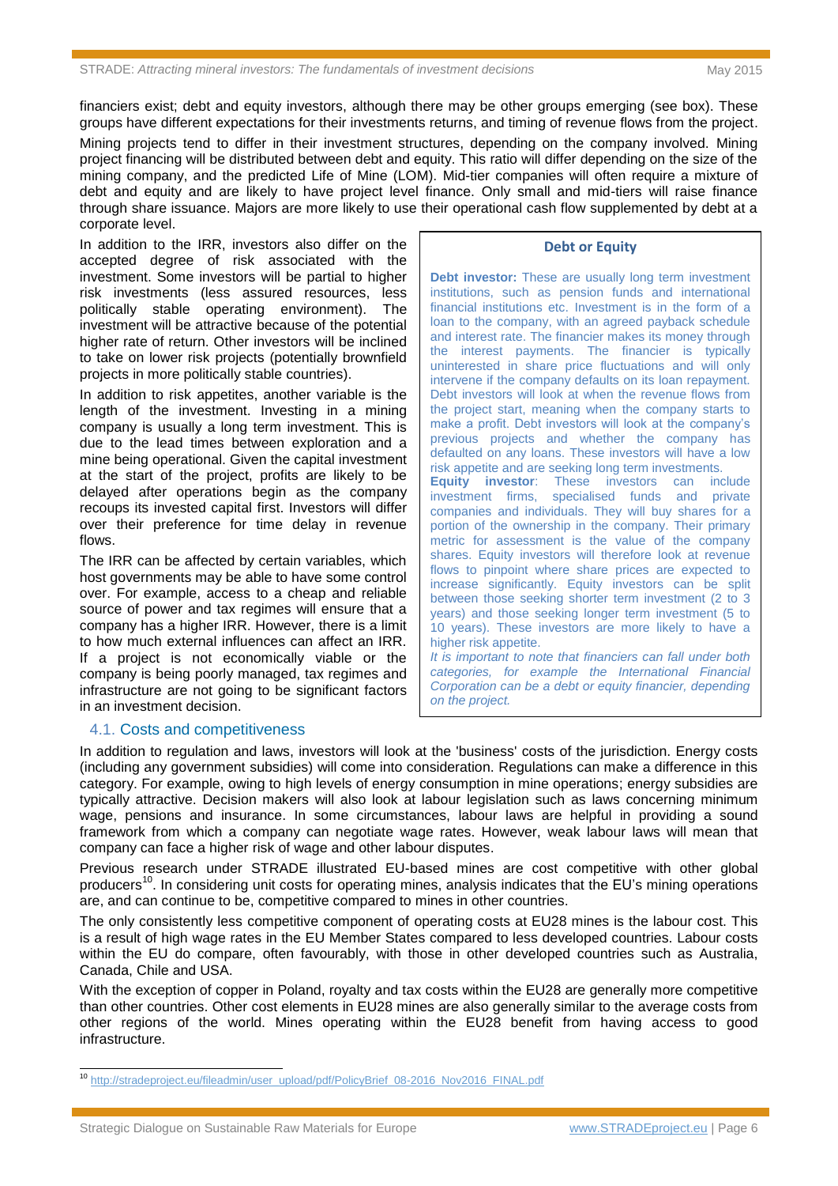financiers exist; debt and equity investors, although there may be other groups emerging (see box). These groups have different expectations for their investments returns, and timing of revenue flows from the project.

Mining projects tend to differ in their investment structures, depending on the company involved. Mining project financing will be distributed between debt and equity. This ratio will differ depending on the size of the mining company, and the predicted Life of Mine (LOM). Mid-tier companies will often require a mixture of debt and equity and are likely to have project level finance. Only small and mid-tiers will raise finance through share issuance. Majors are more likely to use their operational cash flow supplemented by debt at a corporate level.

In addition to the IRR, investors also differ on the accepted degree of risk associated with the investment. Some investors will be partial to higher risk investments (less assured resources, less politically stable operating environment). The investment will be attractive because of the potential higher rate of return. Other investors will be inclined to take on lower risk projects (potentially brownfield projects in more politically stable countries).

In addition to risk appetites, another variable is the length of the investment. Investing in a mining company is usually a long term investment. This is due to the lead times between exploration and a mine being operational. Given the capital investment at the start of the project, profits are likely to be delayed after operations begin as the company recoups its invested capital first. Investors will differ over their preference for time delay in revenue flows.

The IRR can be affected by certain variables, which host governments may be able to have some control over. For example, access to a cheap and reliable source of power and tax regimes will ensure that a company has a higher IRR. However, there is a limit to how much external influences can affect an IRR. If a project is not economically viable or the company is being poorly managed, tax regimes and infrastructure are not going to be significant factors in an investment decision.

> **Debt or Equity**
>
> **Debt investor:** These are usually long term investment institutions, such as pension funds and international financial institutions etc. Investment is in the form of a loan to the company, with an agreed payback schedule and interest rate. The financier makes its money through the interest payments. The financier is typically uninterested in share price fluctuations and will only intervene if the company defaults on its loan repayment. Debt investors will look at when the revenue flows from the project start, meaning when the company starts to make a profit. Debt investors will look at the company's previous projects and whether the company has defaulted on any loans. These investors will have a low risk appetite and are seeking long term investments.
>
> **Equity investor**: These investors can include investment firms, specialised funds and private companies and individuals. They will buy shares for a portion of the ownership in the company. Their primary metric for assessment is the value of the company shares. Equity investors will therefore look at revenue flows to pinpoint where share prices are expected to increase significantly. Equity investors can be split between those seeking shorter term investment (2 to 3 years) and those seeking longer term investment (5 to 10 years). These investors are more likely to have a higher risk appetite.
>
> *It is important to note that financiers can fall under both categories, for example the International Financial Corporation can be a debt or equity financier, depending on the project.*

## 4.1. Costs and competitiveness

In addition to regulation and laws, investors will look at the 'business' costs of the jurisdiction. Energy costs (including any government subsidies) will come into consideration. Regulations can make a difference in this category. For example, owing to high levels of energy consumption in mine operations; energy subsidies are typically attractive. Decision makers will also look at labour legislation such as laws concerning minimum wage, pensions and insurance. In some circumstances, labour laws are helpful in providing a sound framework from which a company can negotiate wage rates. However, weak labour laws will mean that company can face a higher risk of wage and other labour disputes.

Previous research under STRADE illustrated EU-based mines are cost competitive with other global producers[10]. In considering unit costs for operating mines, analysis indicates that the EU's mining operations are, and can continue to be, competitive compared to mines in other countries.

The only consistently less competitive component of operating costs at EU28 mines is the labour cost. This is a result of high wage rates in the EU Member States compared to less developed countries. Labour costs within the EU do compare, often favourably, with those in other developed countries such as Australia, Canada, Chile and USA.

With the exception of copper in Poland, royalty and tax costs within the EU28 are generally more competitive than other countries. Other cost elements in EU28 mines are also generally similar to the average costs from other regions of the world. Mines operating within the EU28 benefit from having access to good infrastructure.

---

[10] http://stradeproject.eu/fileadmin/user_upload/pdf/PolicyBrief_08-2016_Nov2016_FINAL.pdf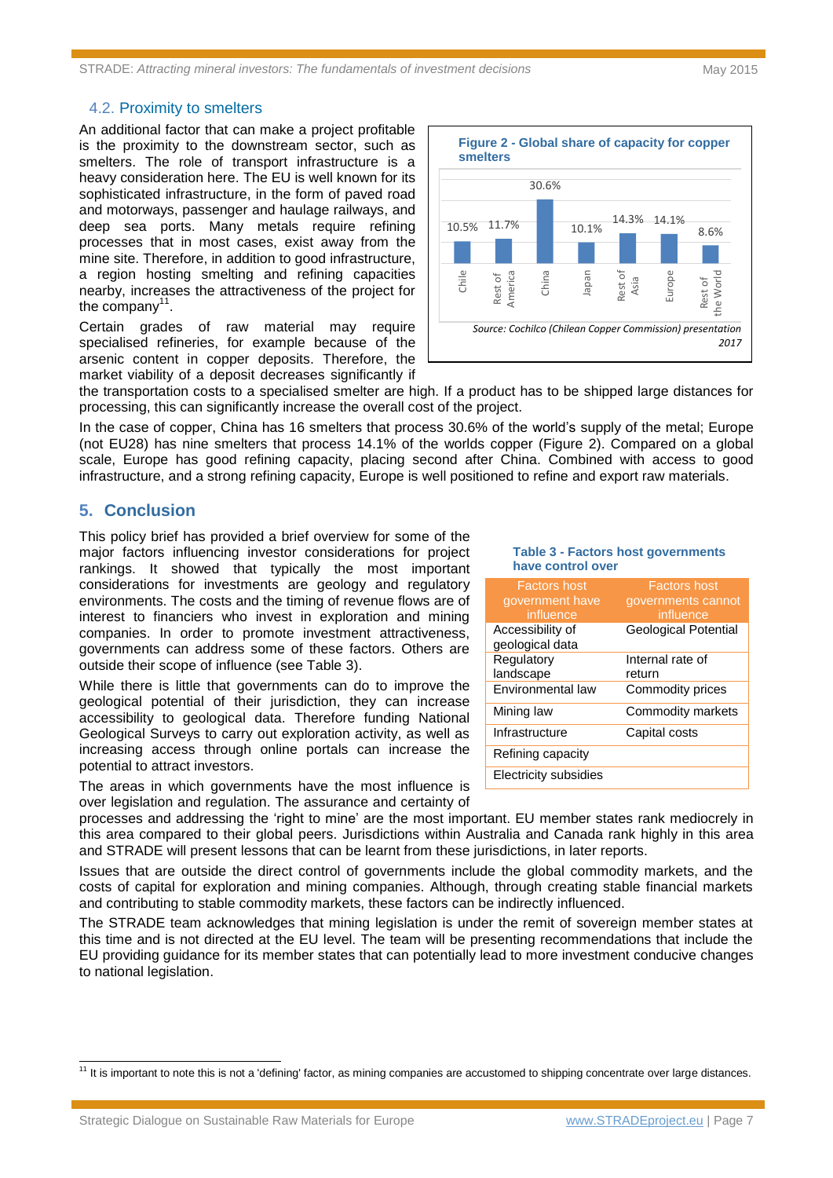### 4.2. Proximity to smelters

An additional factor that can make a project profitable is the proximity to the downstream sector, such as smelters. The role of transport infrastructure is a heavy consideration here. The EU is well known for its sophisticated infrastructure, in the form of paved road and motorways, passenger and haulage railways, and deep sea ports. Many metals require refining processes that in most cases, exist away from the mine site. Therefore, in addition to good infrastructure, a region hosting smelting and refining capacities nearby, increases the attractiveness of the project for the company[11].

**Figure 2 - Global share of capacity for copper smelters**

| Region | Share |
|---|---|
| Chile | 10.5% |
| Rest of America | 11.7% |
| China | 30.6% |
| Japan | 10.1% |
| Rest of Asia | 14.3% |
| Europe | 14.1% |
| Rest of the World | 8.6% |

*Source: Cochilco (Chilean Copper Commission) presentation 2017*

Certain grades of raw material may require specialised refineries, for example because of the arsenic content in copper deposits. Therefore, the market viability of a deposit decreases significantly if the transportation costs to a specialised smelter are high. If a product has to be shipped large distances for processing, this can significantly increase the overall cost of the project.

In the case of copper, China has 16 smelters that process 30.6% of the world's supply of the metal; Europe (not EU28) has nine smelters that process 14.1% of the worlds copper (Figure 2). Compared on a global scale, Europe has good refining capacity, placing second after China. Combined with access to good infrastructure, and a strong refining capacity, Europe is well positioned to refine and export raw materials.

## 5. Conclusion

This policy brief has provided a brief overview for some of the major factors influencing investor considerations for project rankings. It showed that typically the most important considerations for investments are geology and regulatory environments. The costs and the timing of revenue flows are of interest to financiers who invest in exploration and mining companies. In order to promote investment attractiveness, governments can address some of these factors. Others are outside their scope of influence (see Table 3).

**Table 3 - Factors host governments have control over**

| Factors host government have influence | Factors host governments cannot influence |
|---|---|
| Accessibility of geological data | Geological Potential |
| Regulatory landscape | Internal rate of return |
| Environmental law | Commodity prices |
| Mining law | Commodity markets |
| Infrastructure | Capital costs |
| Refining capacity | |
| Electricity subsidies | |

While there is little that governments can do to improve the geological potential of their jurisdiction, they can increase accessibility to geological data. Therefore funding National Geological Surveys to carry out exploration activity, as well as increasing access through online portals can increase the potential to attract investors.

The areas in which governments have the most influence is over legislation and regulation. The assurance and certainty of processes and addressing the 'right to mine' are the most important. EU member states rank mediocrely in this area compared to their global peers. Jurisdictions within Australia and Canada rank highly in this area and STRADE will present lessons that can be learnt from these jurisdictions, in later reports.

Issues that are outside the direct control of governments include the global commodity markets, and the costs of capital for exploration and mining companies. Although, through creating stable financial markets and contributing to stable commodity markets, these factors can be indirectly influenced.

The STRADE team acknowledges that mining legislation is under the remit of sovereign member states at this time and is not directed at the EU level. The team will be presenting recommendations that include the EU providing guidance for its member states that can potentially lead to more investment conducive changes to national legislation.

[11] It is important to note this is not a 'defining' factor, as mining companies are accustomed to shipping concentrate over large distances.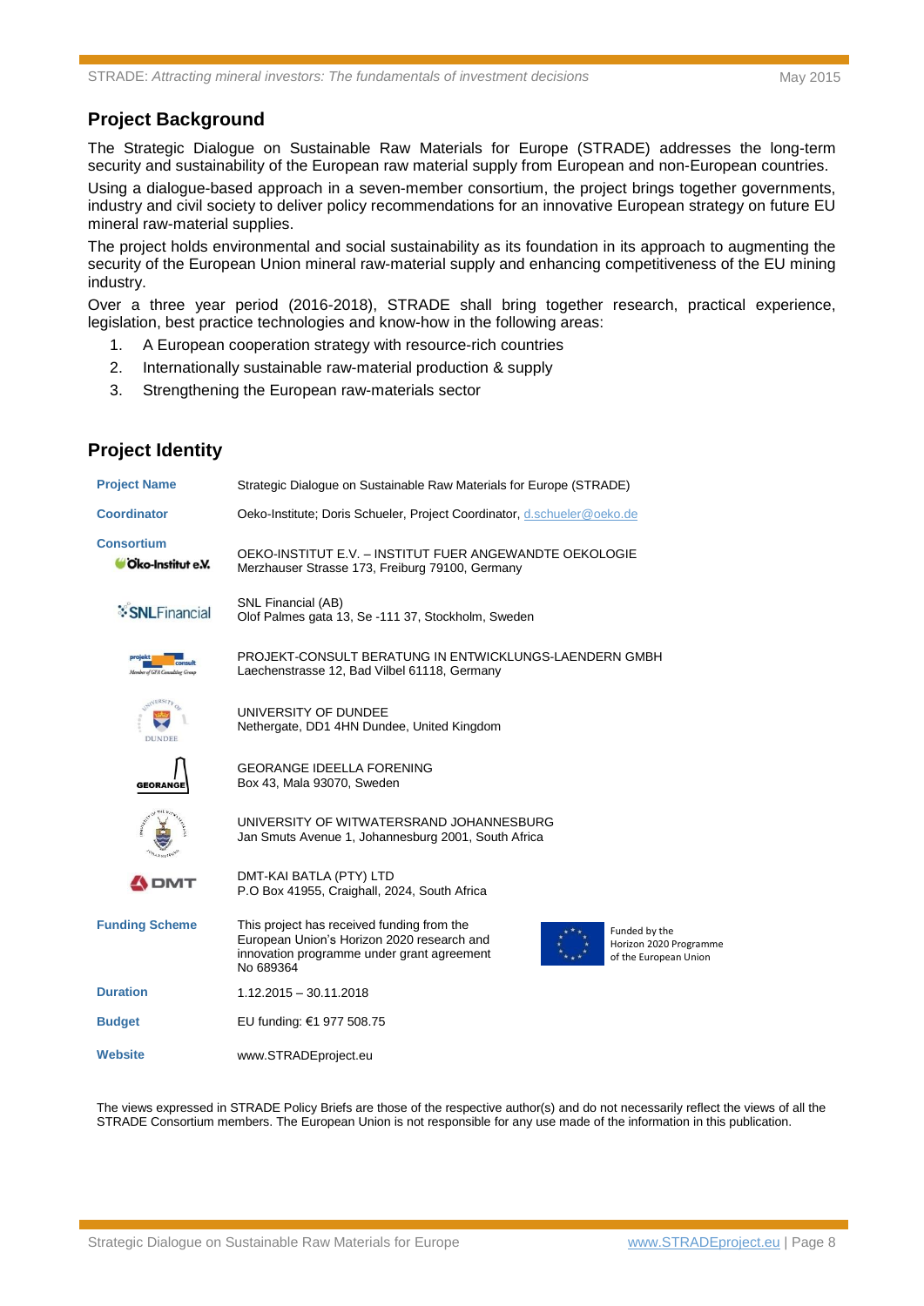## Project Background

The Strategic Dialogue on Sustainable Raw Materials for Europe (STRADE) addresses the long-term security and sustainability of the European raw material supply from European and non-European countries.

Using a dialogue-based approach in a seven-member consortium, the project brings together governments, industry and civil society to deliver policy recommendations for an innovative European strategy on future EU mineral raw-material supplies.

The project holds environmental and social sustainability as its foundation in its approach to augmenting the security of the European Union mineral raw-material supply and enhancing competitiveness of the EU mining industry.

Over a three year period (2016-2018), STRADE shall bring together research, practical experience, legislation, best practice technologies and know-how in the following areas:

1. A European cooperation strategy with resource-rich countries
2. Internationally sustainable raw-material production & supply
3. Strengthening the European raw-materials sector

## Project Identity

| | |
|---|---|
| **Project Name** | Strategic Dialogue on Sustainable Raw Materials for Europe (STRADE) |
| **Coordinator** | Oeko-Institute; Doris Schueler, Project Coordinator, d.schueler@oeko.de |
| **Consortium** Öko-Institut e.V. | OEKO-INSTITUT E.V. – INSTITUT FUER ANGEWANDTE OEKOLOGIE<br>Merzhauser Strasse 173, Freiburg 79100, Germany |
| SNLFinancial | SNL Financial (AB)<br>Olof Palmes gata 13, Se -111 37, Stockholm, Sweden |
| projekt consult | PROJEKT-CONSULT BERATUNG IN ENTWICKLUNGS-LAENDERN GMBH<br>Laechenstrasse 12, Bad Vilbel 61118, Germany |
| University of Dundee | UNIVERSITY OF DUNDEE<br>Nethergate, DD1 4HN Dundee, United Kingdom |
| GEORANGE | GEORANGE IDEELLA FORENING<br>Box 43, Mala 93070, Sweden |
| University of the Witwatersrand | UNIVERSITY OF WITWATERSRAND JOHANNESBURG<br>Jan Smuts Avenue 1, Johannesburg 2001, South Africa |
| DMT | DMT-KAI BATLA (PTY) LTD<br>P.O Box 41955, Craighall, 2024, South Africa |
| **Funding Scheme** | This project has received funding from the European Union's Horizon 2020 research and innovation programme under grant agreement No 689364<br>Funded by the Horizon 2020 Programme of the European Union |
| **Duration** | 1.12.2015 – 30.11.2018 |
| **Budget** | EU funding: €1 977 508.75 |
| **Website** | www.STRADEproject.eu |

The views expressed in STRADE Policy Briefs are those of the respective author(s) and do not necessarily reflect the views of all the STRADE Consortium members. The European Union is not responsible for any use made of the information in this publication.